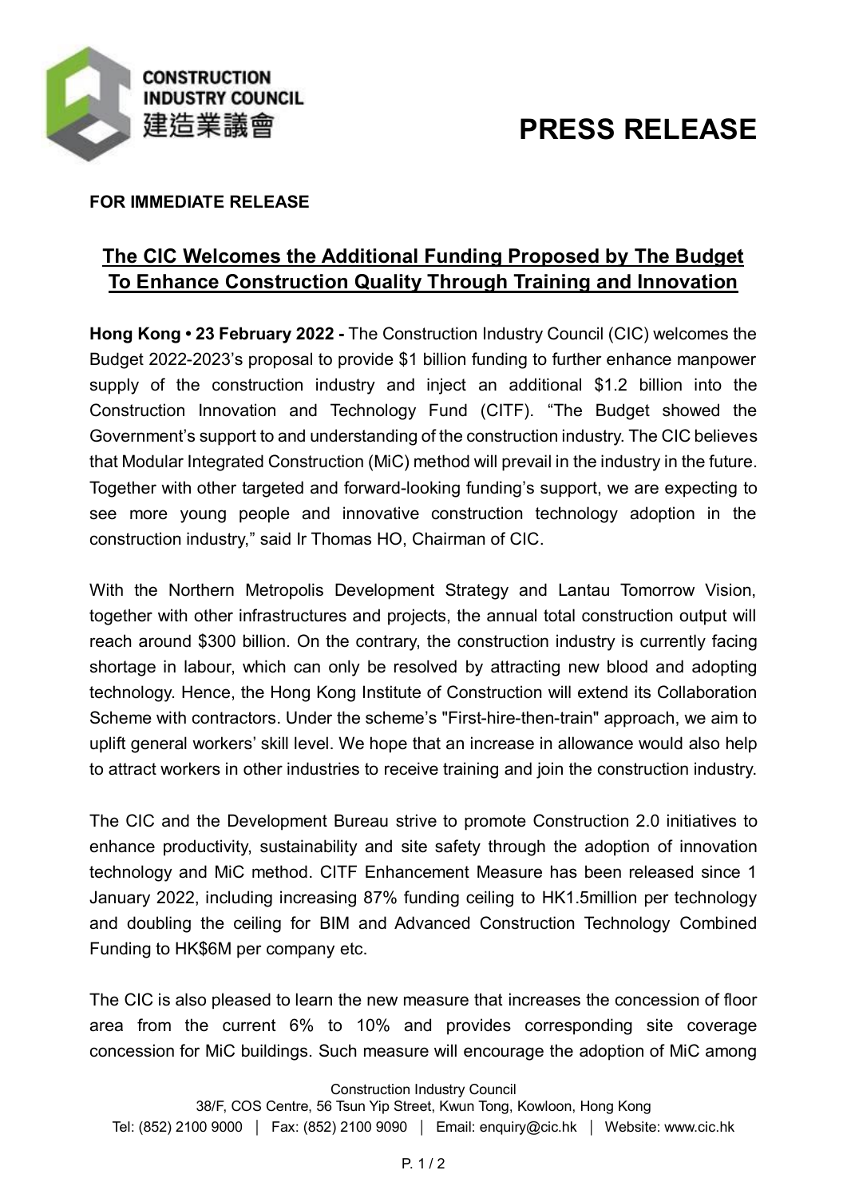CONSTRUCTION INDUSTRY COUNCIL
建造業議會

# PRESS RELEASE

**FOR IMMEDIATE RELEASE**

## The CIC Welcomes the Additional Funding Proposed by The Budget To Enhance Construction Quality Through Training and Innovation

**Hong Kong • 23 February 2022 -** The Construction Industry Council (CIC) welcomes the Budget 2022-2023's proposal to provide $1 billion funding to further enhance manpower supply of the construction industry and inject an additional $1.2 billion into the Construction Innovation and Technology Fund (CITF). "The Budget showed the Government's support to and understanding of the construction industry. The CIC believes that Modular Integrated Construction (MiC) method will prevail in the industry in the future. Together with other targeted and forward-looking funding's support, we are expecting to see more young people and innovative construction technology adoption in the construction industry," said Ir Thomas HO, Chairman of CIC.

With the Northern Metropolis Development Strategy and Lantau Tomorrow Vision, together with other infrastructures and projects, the annual total construction output will reach around $300 billion. On the contrary, the construction industry is currently facing shortage in labour, which can only be resolved by attracting new blood and adopting technology. Hence, the Hong Kong Institute of Construction will extend its Collaboration Scheme with contractors. Under the scheme's "First-hire-then-train" approach, we aim to uplift general workers' skill level. We hope that an increase in allowance would also help to attract workers in other industries to receive training and join the construction industry.

The CIC and the Development Bureau strive to promote Construction 2.0 initiatives to enhance productivity, sustainability and site safety through the adoption of innovation technology and MiC method. CITF Enhancement Measure has been released since 1 January 2022, including increasing 87% funding ceiling to HK1.5million per technology and doubling the ceiling for BIM and Advanced Construction Technology Combined Funding to HK$6M per company etc.

The CIC is also pleased to learn the new measure that increases the concession of floor area from the current 6% to 10% and provides corresponding site coverage concession for MiC buildings. Such measure will encourage the adoption of MiC among

Construction Industry Council
38/F, COS Centre, 56 Tsun Yip Street, Kwun Tong, Kowloon, Hong Kong
Tel: (852) 2100 9000 │ Fax: (852) 2100 9090 │ Email: enquiry@cic.hk │ Website: www.cic.hk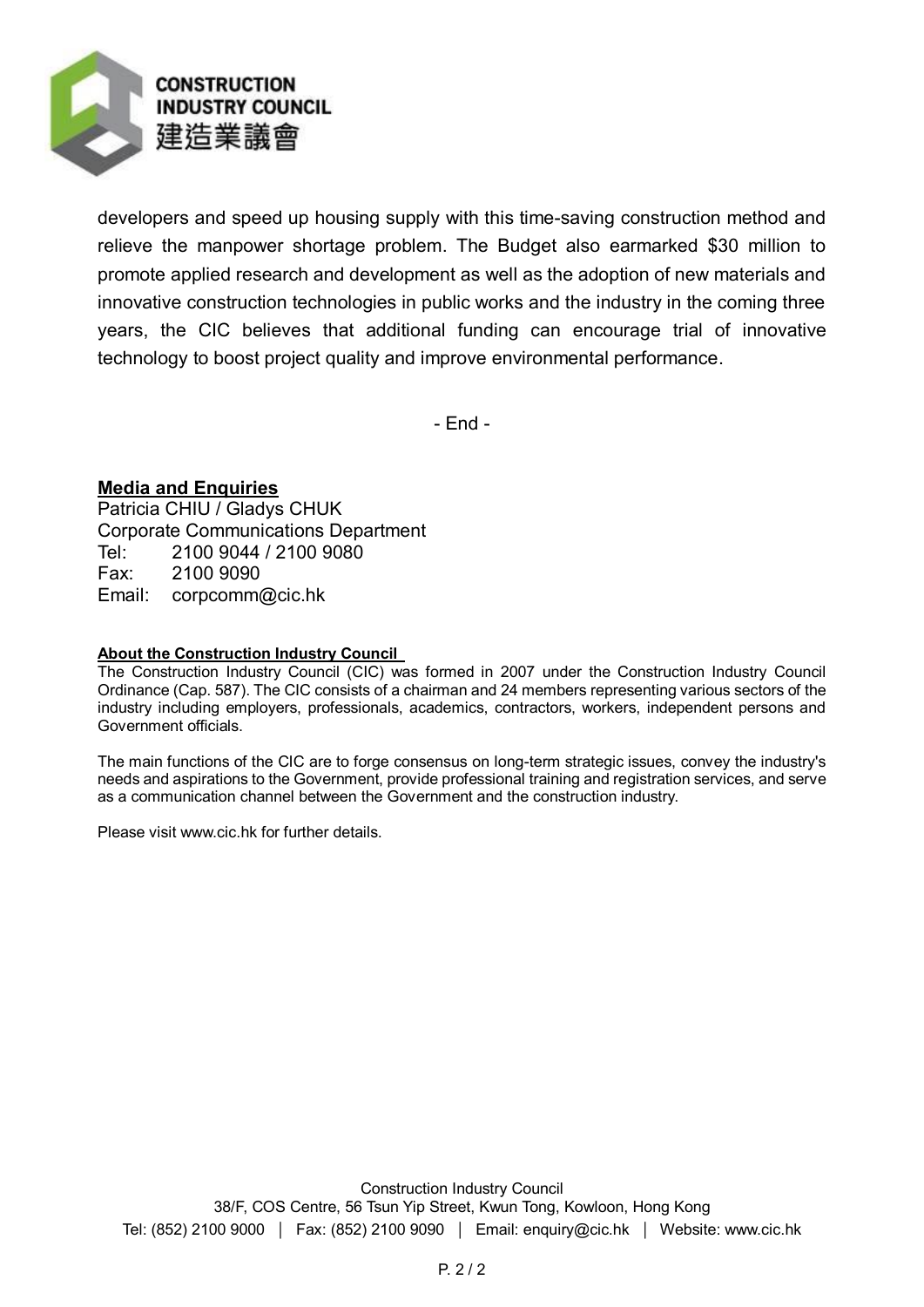developers and speed up housing supply with this time-saving construction method and relieve the manpower shortage problem. The Budget also earmarked $30 million to promote applied research and development as well as the adoption of new materials and innovative construction technologies in public works and the industry in the coming three years, the CIC believes that additional funding can encourage trial of innovative technology to boost project quality and improve environmental performance.

- End -

**Media and Enquiries**
Patricia CHIU / Gladys CHUK
Corporate Communications Department
Tel: 2100 9044 / 2100 9080
Fax: 2100 9090
Email: corpcomm@cic.hk

**About the Construction Industry Council**

The Construction Industry Council (CIC) was formed in 2007 under the Construction Industry Council Ordinance (Cap. 587). The CIC consists of a chairman and 24 members representing various sectors of the industry including employers, professionals, academics, contractors, workers, independent persons and Government officials.

The main functions of the CIC are to forge consensus on long-term strategic issues, convey the industry's needs and aspirations to the Government, provide professional training and registration services, and serve as a communication channel between the Government and the construction industry.

Please visit www.cic.hk for further details.